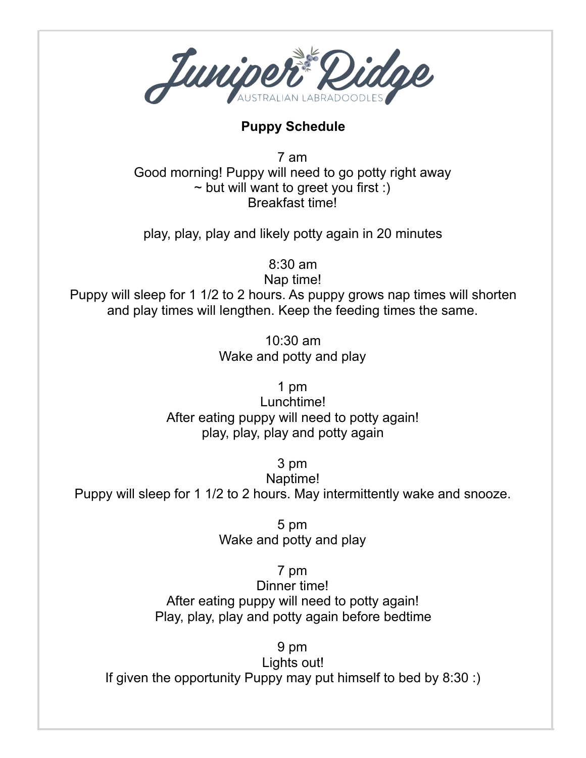Juniper Ridge

AUSTRALIAN LABRADOODLES

**Puppy Schedule**

7 am
Good morning! Puppy will need to go potty right away
~ but will want to greet you first :)
Breakfast time!

play, play, play and likely potty again in 20 minutes

8:30 am
Nap time!
Puppy will sleep for 1 1/2 to 2 hours. As puppy grows nap times will shorten and play times will lengthen. Keep the feeding times the same.

10:30 am
Wake and potty and play

1 pm
Lunchtime!
After eating puppy will need to potty again!
play, play, play and potty again

3 pm
Naptime!
Puppy will sleep for 1 1/2 to 2 hours. May intermittently wake and snooze.

5 pm
Wake and potty and play

7 pm
Dinner time!
After eating puppy will need to potty again!
Play, play, play and potty again before bedtime

9 pm
Lights out!
If given the opportunity Puppy may put himself to bed by 8:30 :)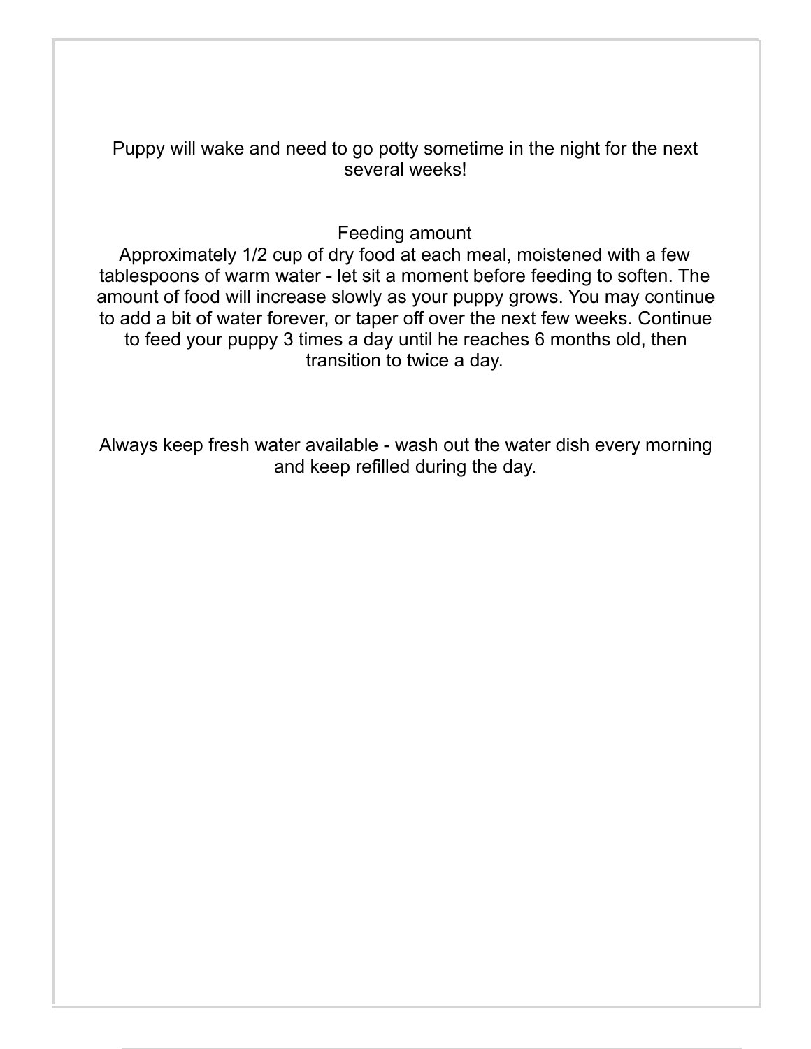Puppy will wake and need to go potty sometime in the night for the next several weeks!

## Feeding amount

Approximately 1/2 cup of dry food at each meal, moistened with a few tablespoons of warm water - let sit a moment before feeding to soften. The amount of food will increase slowly as your puppy grows. You may continue to add a bit of water forever, or taper off over the next few weeks. Continue to feed your puppy 3 times a day until he reaches 6 months old, then transition to twice a day.

Always keep fresh water available - wash out the water dish every morning and keep refilled during the day.